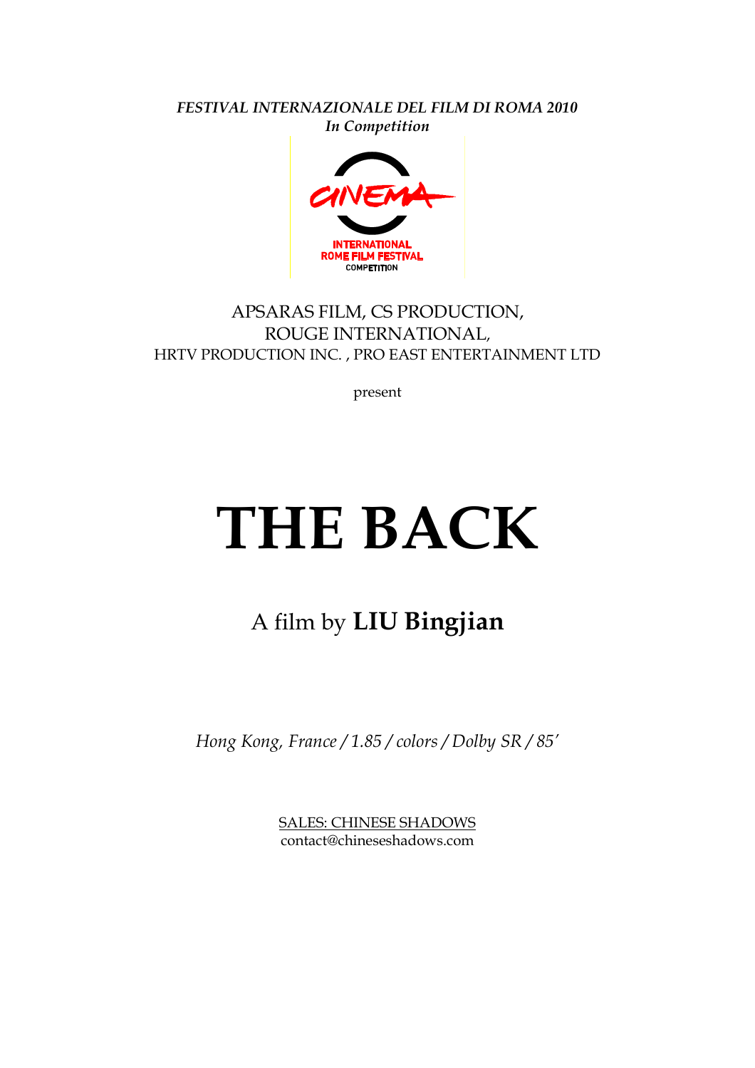*FESTIVAL INTERNAZIONALE DEL FILM DI ROMA 2010*
***In Competition***

CINEMA
INTERNATIONAL
ROME FILM FESTIVAL
COMPETITION

APSARAS FILM, CS PRODUCTION,
ROUGE INTERNATIONAL,
HRTV PRODUCTION INC. , PRO EAST ENTERTAINMENT LTD

present

# THE BACK

## A film by **LIU Bingjian**

*Hong Kong, France / 1.85 / colors / Dolby SR / 85'*

SALES: CHINESE SHADOWS
contact@chineseshadows.com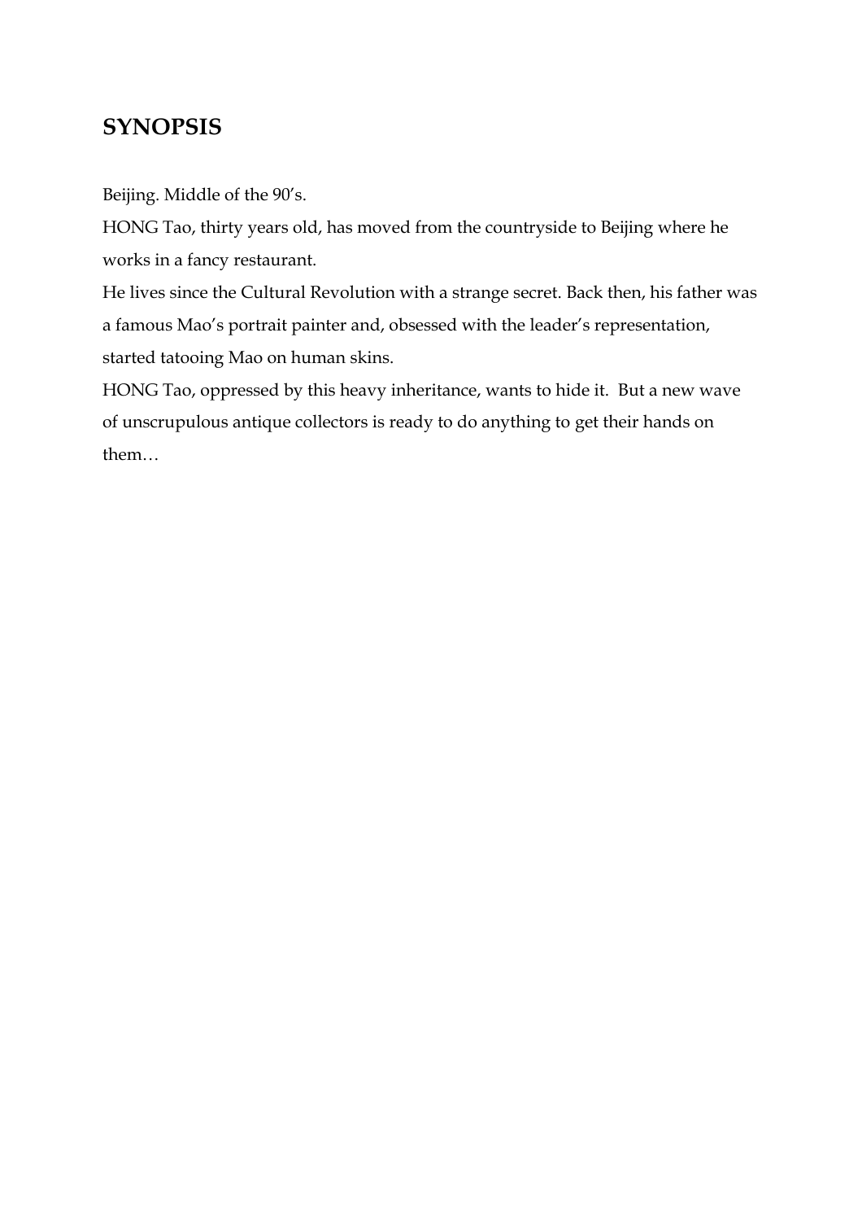## SYNOPSIS

Beijing. Middle of the 90's.

HONG Tao, thirty years old, has moved from the countryside to Beijing where he works in a fancy restaurant.

He lives since the Cultural Revolution with a strange secret. Back then, his father was a famous Mao's portrait painter and, obsessed with the leader's representation, started tatooing Mao on human skins.

HONG Tao, oppressed by this heavy inheritance, wants to hide it. But a new wave of unscrupulous antique collectors is ready to do anything to get their hands on them…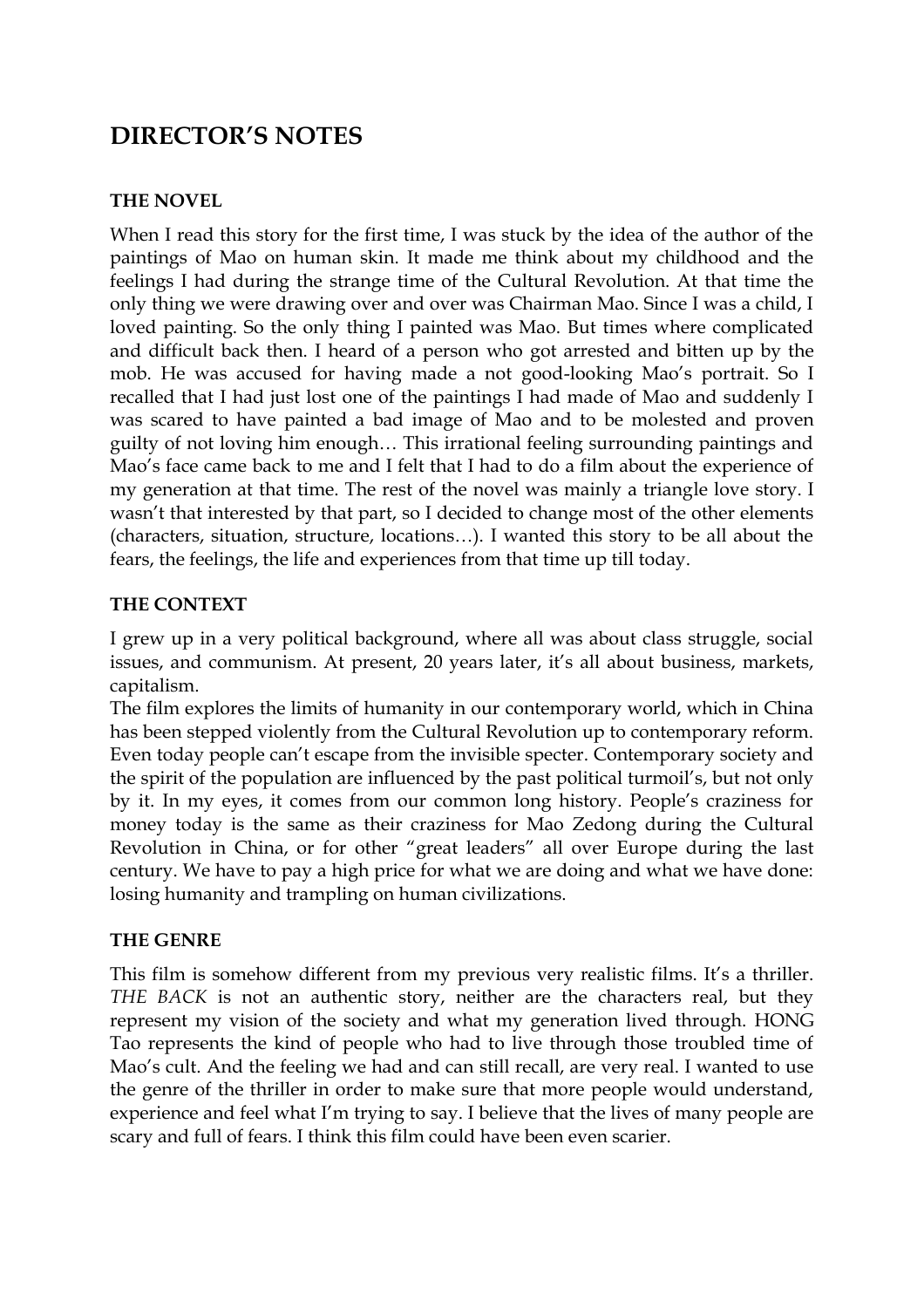## DIRECTOR'S NOTES

### THE NOVEL

When I read this story for the first time, I was stuck by the idea of the author of the paintings of Mao on human skin. It made me think about my childhood and the feelings I had during the strange time of the Cultural Revolution. At that time the only thing we were drawing over and over was Chairman Mao. Since I was a child, I loved painting. So the only thing I painted was Mao. But times where complicated and difficult back then. I heard of a person who got arrested and bitten up by the mob. He was accused for having made a not good-looking Mao's portrait. So I recalled that I had just lost one of the paintings I had made of Mao and suddenly I was scared to have painted a bad image of Mao and to be molested and proven guilty of not loving him enough… This irrational feeling surrounding paintings and Mao's face came back to me and I felt that I had to do a film about the experience of my generation at that time. The rest of the novel was mainly a triangle love story. I wasn't that interested by that part, so I decided to change most of the other elements (characters, situation, structure, locations…). I wanted this story to be all about the fears, the feelings, the life and experiences from that time up till today.

### THE CONTEXT

I grew up in a very political background, where all was about class struggle, social issues, and communism. At present, 20 years later, it's all about business, markets, capitalism.

The film explores the limits of humanity in our contemporary world, which in China has been stepped violently from the Cultural Revolution up to contemporary reform. Even today people can't escape from the invisible specter. Contemporary society and the spirit of the population are influenced by the past political turmoil's, but not only by it. In my eyes, it comes from our common long history. People's craziness for money today is the same as their craziness for Mao Zedong during the Cultural Revolution in China, or for other "great leaders" all over Europe during the last century. We have to pay a high price for what we are doing and what we have done: losing humanity and trampling on human civilizations.

### THE GENRE

This film is somehow different from my previous very realistic films. It's a thriller. *THE BACK* is not an authentic story, neither are the characters real, but they represent my vision of the society and what my generation lived through. HONG Tao represents the kind of people who had to live through those troubled time of Mao's cult. And the feeling we had and can still recall, are very real. I wanted to use the genre of the thriller in order to make sure that more people would understand, experience and feel what I'm trying to say. I believe that the lives of many people are scary and full of fears. I think this film could have been even scarier.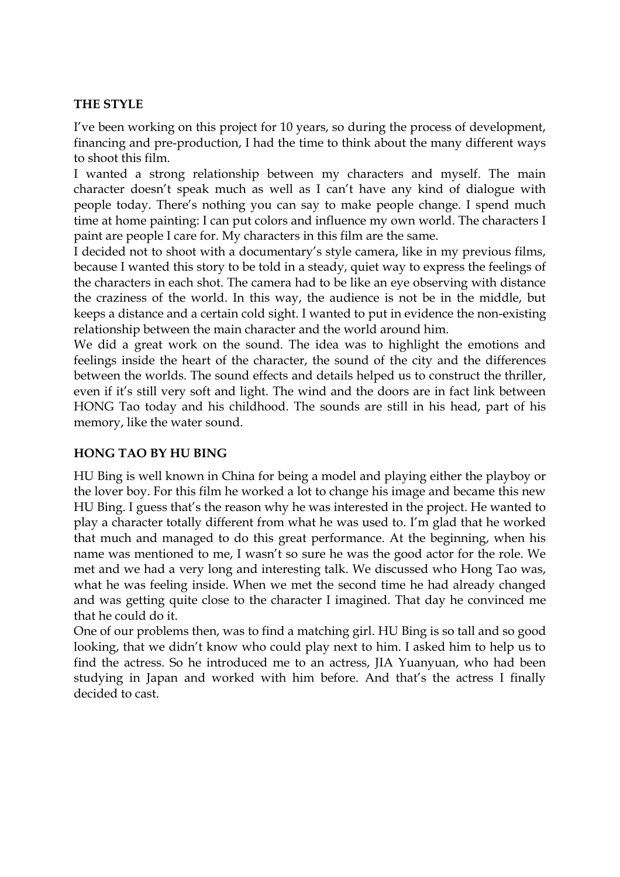**THE STYLE**

I've been working on this project for 10 years, so during the process of development, financing and pre-production, I had the time to think about the many different ways to shoot this film.

I wanted a strong relationship between my characters and myself. The main character doesn't speak much as well as I can't have any kind of dialogue with people today. There's nothing you can say to make people change. I spend much time at home painting: I can put colors and influence my own world. The characters I paint are people I care for. My characters in this film are the same.

I decided not to shoot with a documentary's style camera, like in my previous films, because I wanted this story to be told in a steady, quiet way to express the feelings of the characters in each shot. The camera had to be like an eye observing with distance the craziness of the world. In this way, the audience is not be in the middle, but keeps a distance and a certain cold sight. I wanted to put in evidence the non-existing relationship between the main character and the world around him.

We did a great work on the sound. The idea was to highlight the emotions and feelings inside the heart of the character, the sound of the city and the differences between the worlds. The sound effects and details helped us to construct the thriller, even if it's still very soft and light. The wind and the doors are in fact link between HONG Tao today and his childhood. The sounds are still in his head, part of his memory, like the water sound.

**HONG TAO BY HU BING**

HU Bing is well known in China for being a model and playing either the playboy or the lover boy. For this film he worked a lot to change his image and became this new HU Bing. I guess that's the reason why he was interested in the project. He wanted to play a character totally different from what he was used to. I'm glad that he worked that much and managed to do this great performance. At the beginning, when his name was mentioned to me, I wasn't so sure he was the good actor for the role. We met and we had a very long and interesting talk. We discussed who Hong Tao was, what he was feeling inside. When we met the second time he had already changed and was getting quite close to the character I imagined. That day he convinced me that he could do it.

One of our problems then, was to find a matching girl. HU Bing is so tall and so good looking, that we didn't know who could play next to him. I asked him to help us to find the actress. So he introduced me to an actress, JIA Yuanyuan, who had been studying in Japan and worked with him before. And that's the actress I finally decided to cast.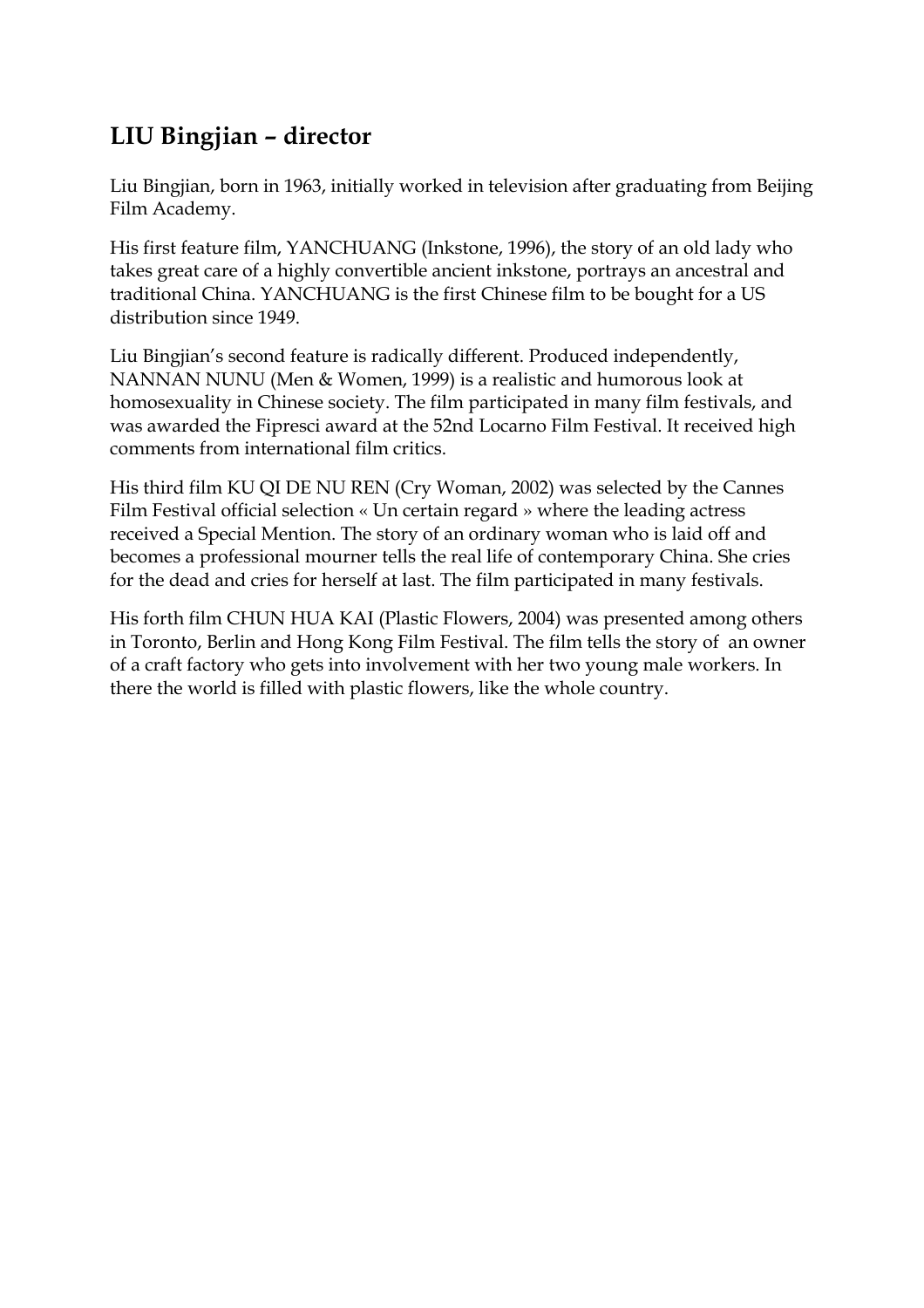## LIU Bingjian – director

Liu Bingjian, born in 1963, initially worked in television after graduating from Beijing Film Academy.

His first feature film, YANCHUANG (Inkstone, 1996), the story of an old lady who takes great care of a highly convertible ancient inkstone, portrays an ancestral and traditional China. YANCHUANG is the first Chinese film to be bought for a US distribution since 1949.

Liu Bingjian's second feature is radically different. Produced independently, NANNAN NUNU (Men & Women, 1999) is a realistic and humorous look at homosexuality in Chinese society. The film participated in many film festivals, and was awarded the Fipresci award at the 52nd Locarno Film Festival. It received high comments from international film critics.

His third film KU QI DE NU REN (Cry Woman, 2002) was selected by the Cannes Film Festival official selection « Un certain regard » where the leading actress received a Special Mention. The story of an ordinary woman who is laid off and becomes a professional mourner tells the real life of contemporary China. She cries for the dead and cries for herself at last. The film participated in many festivals.

His forth film CHUN HUA KAI (Plastic Flowers, 2004) was presented among others in Toronto, Berlin and Hong Kong Film Festival. The film tells the story of an owner of a craft factory who gets into involvement with her two young male workers. In there the world is filled with plastic flowers, like the whole country.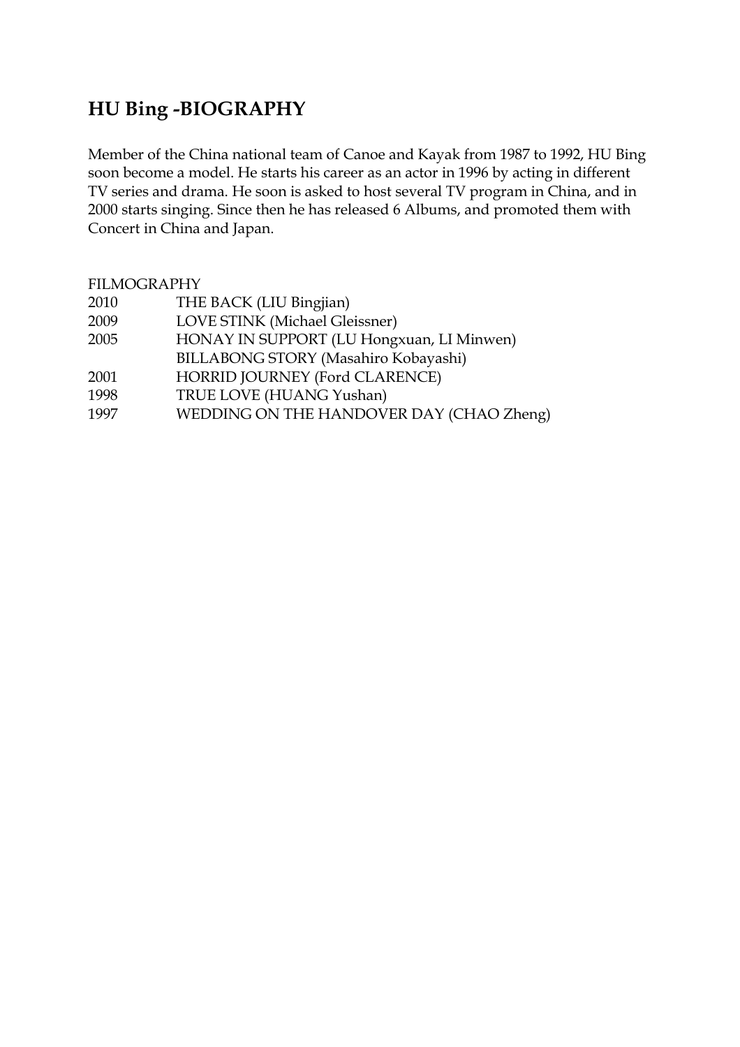## HU Bing -BIOGRAPHY

Member of the China national team of Canoe and Kayak from 1987 to 1992, HU Bing soon become a model. He starts his career as an actor in 1996 by acting in different TV series and drama. He soon is asked to host several TV program in China, and in 2000 starts singing. Since then he has released 6 Albums, and promoted them with Concert in China and Japan.

FILMOGRAPHY

| | |
|---|---|
| 2010 | THE BACK (LIU Bingjian) |
| 2009 | LOVE STINK (Michael Gleissner) |
| 2005 | HONAY IN SUPPORT (LU Hongxuan, LI Minwen) |
| | BILLABONG STORY (Masahiro Kobayashi) |
| 2001 | HORRID JOURNEY (Ford CLARENCE) |
| 1998 | TRUE LOVE (HUANG Yushan) |
| 1997 | WEDDING ON THE HANDOVER DAY (CHAO Zheng) |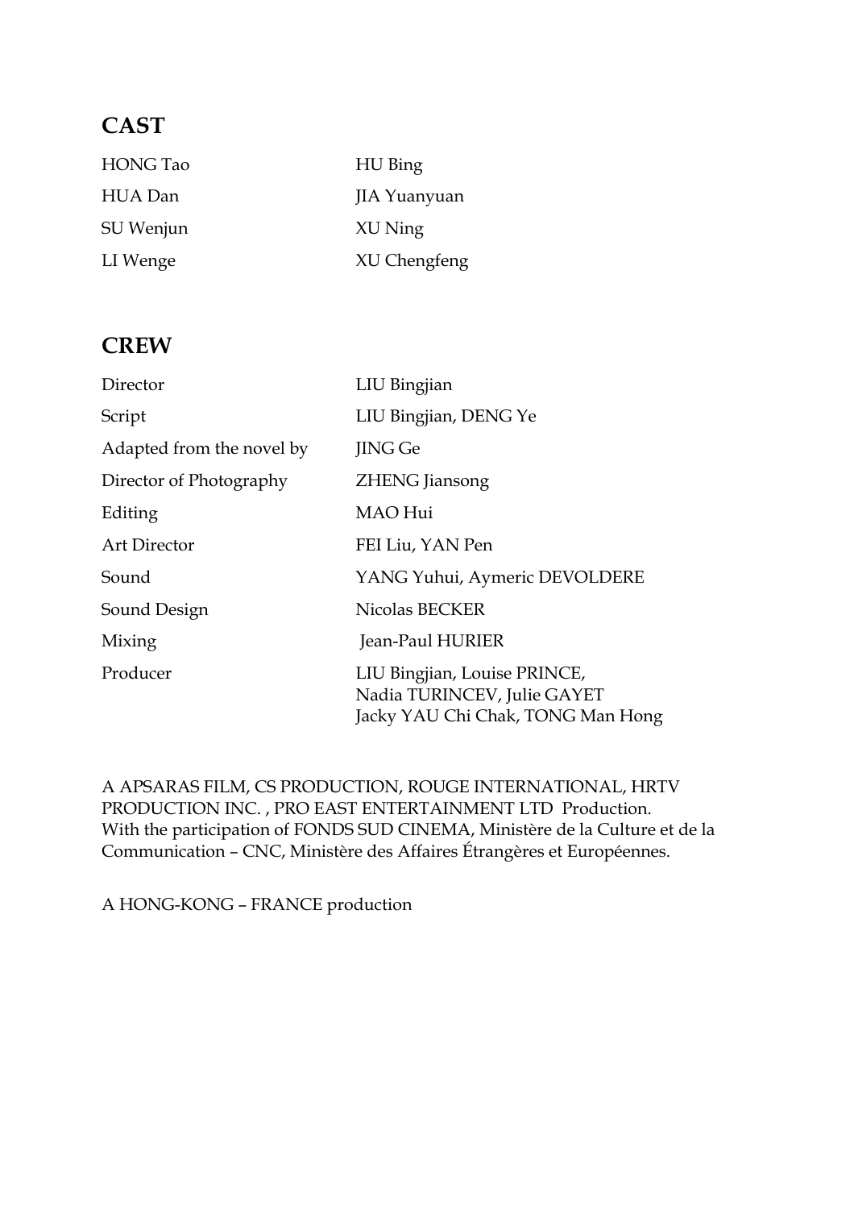## CAST

| | |
|---|---|
| HONG Tao | HU Bing |
| HUA Dan | JIA Yuanyuan |
| SU Wenjun | XU Ning |
| LI Wenge | XU Chengfeng |

## CREW

| | |
|---|---|
| Director | LIU Bingjian |
| Script | LIU Bingjian, DENG Ye |
| Adapted from the novel by | JING Ge |
| Director of Photography | ZHENG Jiansong |
| Editing | MAO Hui |
| Art Director | FEI Liu, YAN Pen |
| Sound | YANG Yuhui, Aymeric DEVOLDERE |
| Sound Design | Nicolas BECKER |
| Mixing | Jean-Paul HURIER |
| Producer | LIU Bingjian, Louise PRINCE, Nadia TURINCEV, Julie GAYET Jacky YAU Chi Chak, TONG Man Hong |

A APSARAS FILM, CS PRODUCTION, ROUGE INTERNATIONAL, HRTV PRODUCTION INC. , PRO EAST ENTERTAINMENT LTD Production.
With the participation of FONDS SUD CINEMA, Ministère de la Culture et de la Communication – CNC, Ministère des Affaires Étrangères et Européennes.

A HONG-KONG – FRANCE production